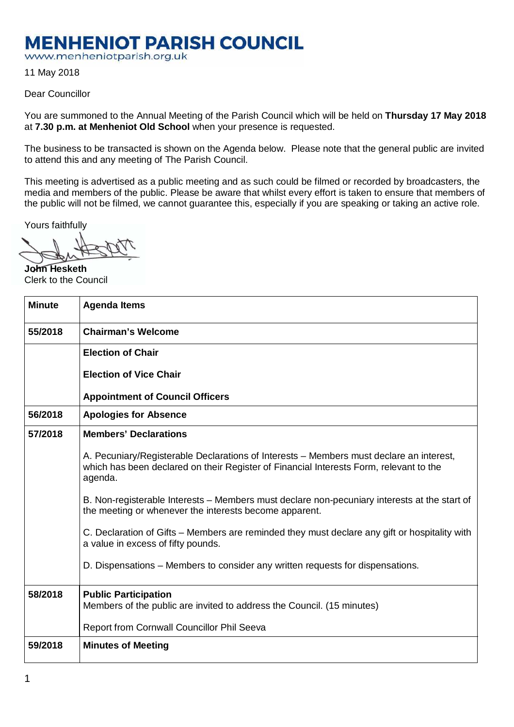# MENHENIOT PARISH COUNCIL

www.menheniotparish.org.uk

11 May 2018

Dear Councillor

You are summoned to the Annual Meeting of the Parish Council which will be held on **Thursday 17 May 2018** at **7.30 p.m. at Menheniot Old School** when your presence is requested.

The business to be transacted is shown on the Agenda below. Please note that the general public are invited to attend this and any meeting of The Parish Council.

This meeting is advertised as a public meeting and as such could be filmed or recorded by broadcasters, the media and members of the public. Please be aware that whilst every effort is taken to ensure that members of the public will not be filmed, we cannot guarantee this, especially if you are speaking or taking an active role.

Yours faithfully

**John Hesketh**
Clerk to the Council

| Minute | Agenda Items |
|---|---|
| **55/2018** | **Chairman's Welcome** |
| | **Election of Chair**<br><br>**Election of Vice Chair**<br><br>**Appointment of Council Officers** |
| **56/2018** | **Apologies for Absence** |
| **57/2018** | **Members' Declarations**<br><br>A. Pecuniary/Registerable Declarations of Interests – Members must declare an interest, which has been declared on their Register of Financial Interests Form, relevant to the agenda.<br><br>B. Non-registerable Interests – Members must declare non-pecuniary interests at the start of the meeting or whenever the interests become apparent.<br><br>C. Declaration of Gifts – Members are reminded they must declare any gift or hospitality with a value in excess of fifty pounds.<br><br>D. Dispensations – Members to consider any written requests for dispensations. |
| **58/2018** | **Public Participation**<br>Members of the public are invited to address the Council. (15 minutes)<br><br>Report from Cornwall Councillor Phil Seeva |
| **59/2018** | **Minutes of Meeting** |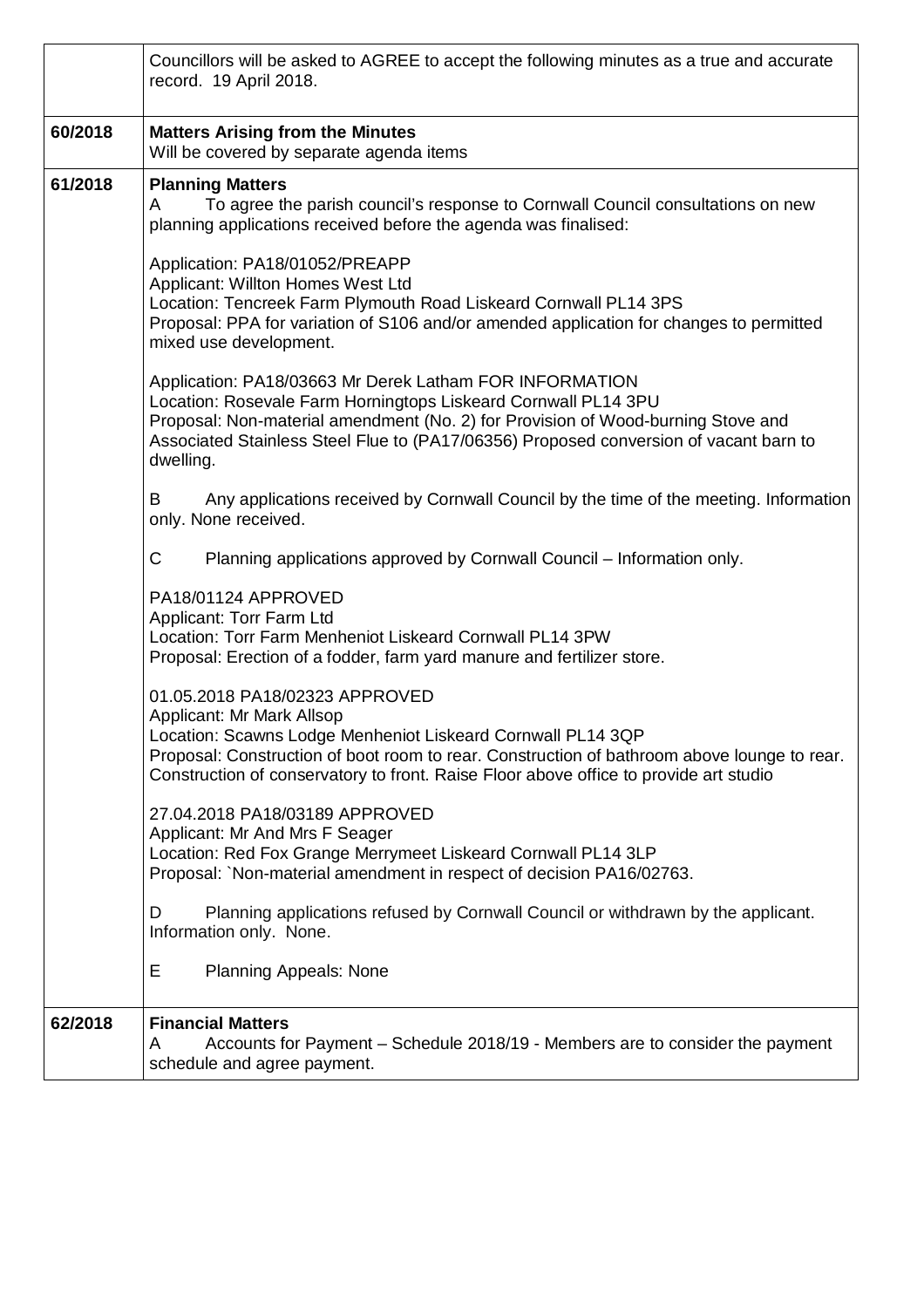| | |
|---|---|
| | Councillors will be asked to AGREE to accept the following minutes as a true and accurate record. 19 April 2018. |
| 60/2018 | **Matters Arising from the Minutes**<br>Will be covered by separate agenda items |
| 61/2018 | **Planning Matters**<br>A To agree the parish council's response to Cornwall Council consultations on new planning applications received before the agenda was finalised:<br><br>Application: PA18/01052/PREAPP<br>Applicant: Willton Homes West Ltd<br>Location: Tencreek Farm Plymouth Road Liskeard Cornwall PL14 3PS<br>Proposal: PPA for variation of S106 and/or amended application for changes to permitted mixed use development.<br><br>Application: PA18/03663 Mr Derek Latham FOR INFORMATION<br>Location: Rosevale Farm Horningtops Liskeard Cornwall PL14 3PU<br>Proposal: Non-material amendment (No. 2) for Provision of Wood-burning Stove and Associated Stainless Steel Flue to (PA17/06356) Proposed conversion of vacant barn to dwelling.<br><br>B Any applications received by Cornwall Council by the time of the meeting. Information only. None received.<br><br>C Planning applications approved by Cornwall Council – Information only.<br><br>PA18/01124 APPROVED<br>Applicant: Torr Farm Ltd<br>Location: Torr Farm Menheniot Liskeard Cornwall PL14 3PW<br>Proposal: Erection of a fodder, farm yard manure and fertilizer store.<br><br>01.05.2018 PA18/02323 APPROVED<br>Applicant: Mr Mark Allsop<br>Location: Scawns Lodge Menheniot Liskeard Cornwall PL14 3QP<br>Proposal: Construction of boot room to rear. Construction of bathroom above lounge to rear. Construction of conservatory to front. Raise Floor above office to provide art studio<br><br>27.04.2018 PA18/03189 APPROVED<br>Applicant: Mr And Mrs F Seager<br>Location: Red Fox Grange Merrymeet Liskeard Cornwall PL14 3LP<br>Proposal: `Non-material amendment in respect of decision PA16/02763.<br><br>D Planning applications refused by Cornwall Council or withdrawn by the applicant. Information only. None.<br><br>E Planning Appeals: None |
| 62/2018 | **Financial Matters**<br>A Accounts for Payment – Schedule 2018/19 - Members are to consider the payment schedule and agree payment. |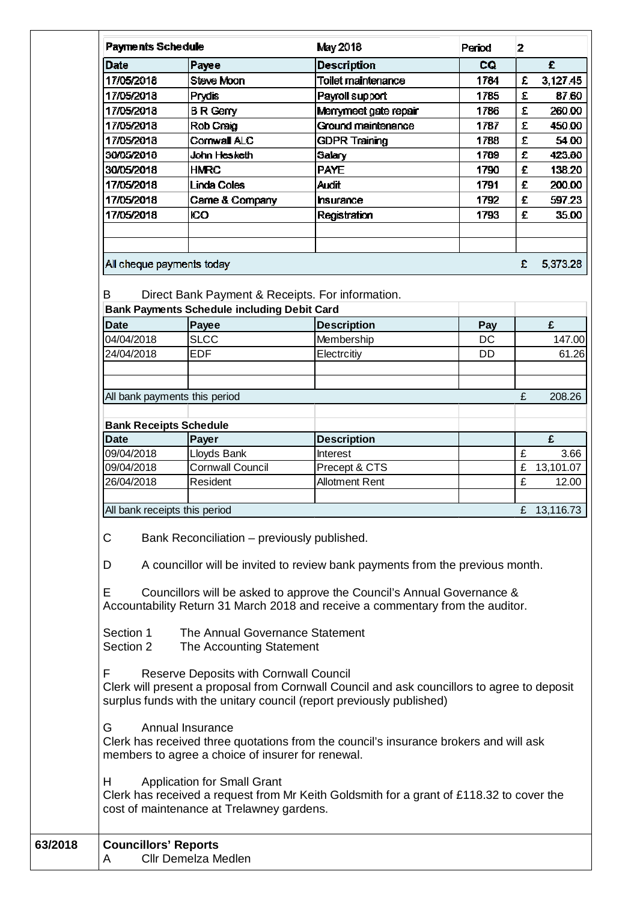| Payments Schedule | | May 2018 | Period | 2 |
|---|---|---|---|---|
| **Date** | **Payee** | **Description** | **CQ** | **£** |
| 17/05/2018 | Steve Moon | Toilet maintenance | 1784 | £ 3,127.45 |
| 17/05/2018 | Prydis | Payroll support | 1785 | £ 87.60 |
| 17/05/2018 | B R Gerry | Merrymeet gate repair | 1786 | £ 260.00 |
| 17/05/2018 | Rob Craig | Ground maintenance | 1787 | £ 450.00 |
| 17/05/2018 | Cornwall ALC | GDPR Training | 1788 | £ 54.00 |
| 30/05/2018 | John Hesketh | Salary | 1789 | £ 425.80 |
| 30/05/2018 | HMRC | PAYE | 1790 | £ 138.20 |
| 17/05/2018 | Linda Coles | Audit | 1791 | £ 200.00 |
| 17/05/2018 | Came & Company | Insurance | 1792 | £ 597.23 |
| 17/05/2018 | ICO | Registration | 1793 | £ 35.00 |
| | | | | |
| | | | | |
| All cheque payments today | | | | £ 5,373.28 |

B Direct Bank Payment & Receipts. For information.

| **Bank Payments Schedule including Debit Card** | | | | |
|---|---|---|---|---|
| **Date** | **Payee** | **Description** | **Pay** | **£** |
| 04/04/2018 | SLCC | Membership | DC | 147.00 |
| 24/04/2018 | EDF | Electrcitiy | DD | 61.26 |
| | | | | |
| | | | | |
| All bank payments this period | | | | £ 208.26 |

| **Bank Receipts Schedule** | | | | |
|---|---|---|---|---|
| **Date** | **Payer** | **Description** | | **£** |
| 09/04/2018 | Lloyds Bank | Interest | | £ 3.66 |
| 09/04/2018 | Cornwall Council | Precept & CTS | | £ 13,101.07 |
| 26/04/2018 | Resident | Allotment Rent | | £ 12.00 |
| | | | | |
| All bank receipts this period | | | | £ 13,116.73 |

C Bank Reconciliation – previously published.

D A councillor will be invited to review bank payments from the previous month.

E Councillors will be asked to approve the Council's Annual Governance & Accountability Return 31 March 2018 and receive a commentary from the auditor.

Section 1 The Annual Governance Statement
Section 2 The Accounting Statement

F Reserve Deposits with Cornwall Council
Clerk will present a proposal from Cornwall Council and ask councillors to agree to deposit surplus funds with the unitary council (report previously published)

G Annual Insurance
Clerk has received three quotations from the council's insurance brokers and will ask members to agree a choice of insurer for renewal.

H Application for Small Grant
Clerk has received a request from Mr Keith Goldsmith for a grant of £118.32 to cover the cost of maintenance at Trelawney gardens.

**63/2018** **Councillors' Reports**

A Cllr Demelza Medlen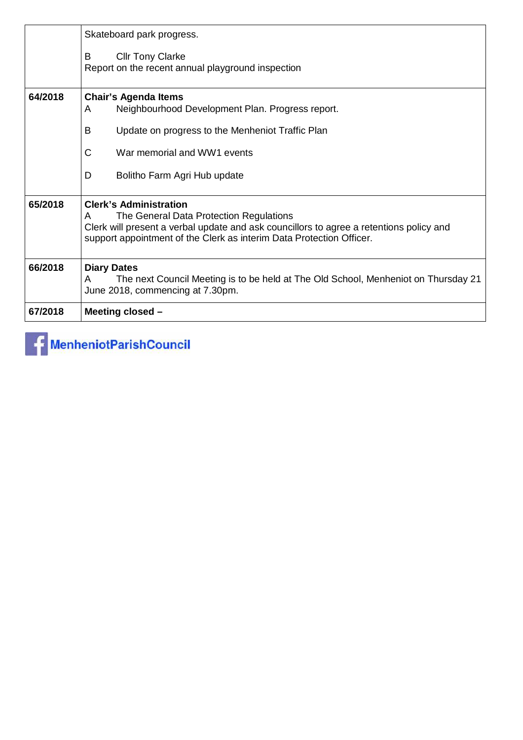| | |
|---|---|
| | Skateboard park progress.<br><br>B Cllr Tony Clarke<br>Report on the recent annual playground inspection |
| **64/2018** | **Chair's Agenda Items**<br>A Neighbourhood Development Plan. Progress report.<br><br>B Update on progress to the Menheniot Traffic Plan<br><br>C War memorial and WW1 events<br><br>D Bolitho Farm Agri Hub update |
| **65/2018** | **Clerk's Administration**<br>A The General Data Protection Regulations<br>Clerk will present a verbal update and ask councillors to agree a retentions policy and support appointment of the Clerk as interim Data Protection Officer. |
| **66/2018** | **Diary Dates**<br>A The next Council Meeting is to be held at The Old School, Menheniot on Thursday 21 June 2018, commencing at 7.30pm. |
| **67/2018** | **Meeting closed –** |

MenheniotParishCouncil